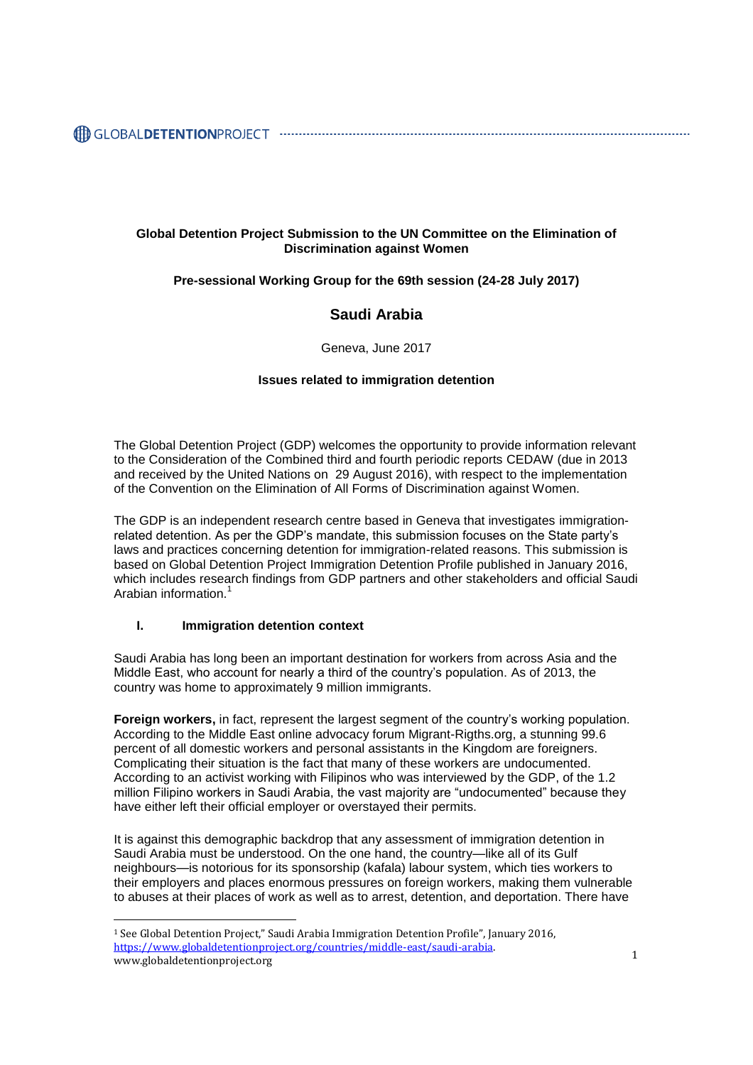**Global Detention Project Submission to the UN Committee on the Elimination of Discrimination against Women**

**Pre-sessional Working Group for the 69th session (24-28 July 2017)**

## Saudi Arabia

Geneva, June 2017

**Issues related to immigration detention**

The Global Detention Project (GDP) welcomes the opportunity to provide information relevant to the Consideration of the Combined third and fourth periodic reports CEDAW (due in 2013 and received by the United Nations on 29 August 2016), with respect to the implementation of the Convention on the Elimination of All Forms of Discrimination against Women.

The GDP is an independent research centre based in Geneva that investigates immigration-related detention. As per the GDP's mandate, this submission focuses on the State party's laws and practices concerning detention for immigration-related reasons. This submission is based on Global Detention Project Immigration Detention Profile published in January 2016, which includes research findings from GDP partners and other stakeholders and official Saudi Arabian information.[1]

### I. Immigration detention context

Saudi Arabia has long been an important destination for workers from across Asia and the Middle East, who account for nearly a third of the country's population. As of 2013, the country was home to approximately 9 million immigrants.

**Foreign workers,** in fact, represent the largest segment of the country's working population. According to the Middle East online advocacy forum Migrant-Rigths.org, a stunning 99.6 percent of all domestic workers and personal assistants in the Kingdom are foreigners. Complicating their situation is the fact that many of these workers are undocumented. According to an activist working with Filipinos who was interviewed by the GDP, of the 1.2 million Filipino workers in Saudi Arabia, the vast majority are "undocumented" because they have either left their official employer or overstayed their permits.

It is against this demographic backdrop that any assessment of immigration detention in Saudi Arabia must be understood. On the one hand, the country—like all of its Gulf neighbours—is notorious for its sponsorship (kafala) labour system, which ties workers to their employers and places enormous pressures on foreign workers, making them vulnerable to abuses at their places of work as well as to arrest, detention, and deportation. There have

---

[1] See Global Detention Project," Saudi Arabia Immigration Detention Profile", January 2016, https://www.globaldetentionproject.org/countries/middle-east/saudi-arabia.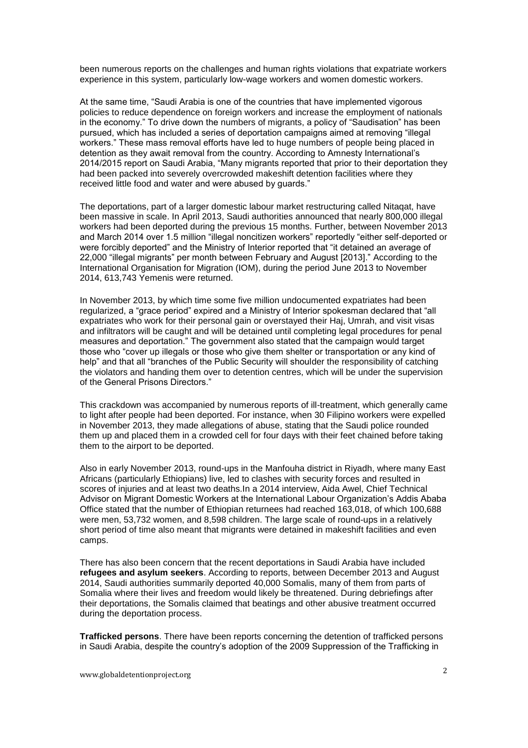been numerous reports on the challenges and human rights violations that expatriate workers experience in this system, particularly low-wage workers and women domestic workers.

At the same time, "Saudi Arabia is one of the countries that have implemented vigorous policies to reduce dependence on foreign workers and increase the employment of nationals in the economy." To drive down the numbers of migrants, a policy of "Saudisation" has been pursued, which has included a series of deportation campaigns aimed at removing "illegal workers." These mass removal efforts have led to huge numbers of people being placed in detention as they await removal from the country. According to Amnesty International's 2014/2015 report on Saudi Arabia, "Many migrants reported that prior to their deportation they had been packed into severely overcrowded makeshift detention facilities where they received little food and water and were abused by guards."

The deportations, part of a larger domestic labour market restructuring called Nitaqat, have been massive in scale. In April 2013, Saudi authorities announced that nearly 800,000 illegal workers had been deported during the previous 15 months. Further, between November 2013 and March 2014 over 1.5 million "illegal noncitizen workers" reportedly "either self-deported or were forcibly deported" and the Ministry of Interior reported that "it detained an average of 22,000 "illegal migrants" per month between February and August [2013]." According to the International Organisation for Migration (IOM), during the period June 2013 to November 2014, 613,743 Yemenis were returned.

In November 2013, by which time some five million undocumented expatriates had been regularized, a "grace period" expired and a Ministry of Interior spokesman declared that "all expatriates who work for their personal gain or overstayed their Haj, Umrah, and visit visas and infiltrators will be caught and will be detained until completing legal procedures for penal measures and deportation." The government also stated that the campaign would target those who "cover up illegals or those who give them shelter or transportation or any kind of help" and that all "branches of the Public Security will shoulder the responsibility of catching the violators and handing them over to detention centres, which will be under the supervision of the General Prisons Directors."

This crackdown was accompanied by numerous reports of ill-treatment, which generally came to light after people had been deported. For instance, when 30 Filipino workers were expelled in November 2013, they made allegations of abuse, stating that the Saudi police rounded them up and placed them in a crowded cell for four days with their feet chained before taking them to the airport to be deported.

Also in early November 2013, round-ups in the Manfouha district in Riyadh, where many East Africans (particularly Ethiopians) live, led to clashes with security forces and resulted in scores of injuries and at least two deaths.In a 2014 interview, Aida Awel, Chief Technical Advisor on Migrant Domestic Workers at the International Labour Organization's Addis Ababa Office stated that the number of Ethiopian returnees had reached 163,018, of which 100,688 were men, 53,732 women, and 8,598 children. The large scale of round-ups in a relatively short period of time also meant that migrants were detained in makeshift facilities and even camps.

There has also been concern that the recent deportations in Saudi Arabia have included **refugees and asylum seekers**. According to reports, between December 2013 and August 2014, Saudi authorities summarily deported 40,000 Somalis, many of them from parts of Somalia where their lives and freedom would likely be threatened. During debriefings after their deportations, the Somalis claimed that beatings and other abusive treatment occurred during the deportation process.

**Trafficked persons**. There have been reports concerning the detention of trafficked persons in Saudi Arabia, despite the country's adoption of the 2009 Suppression of the Trafficking in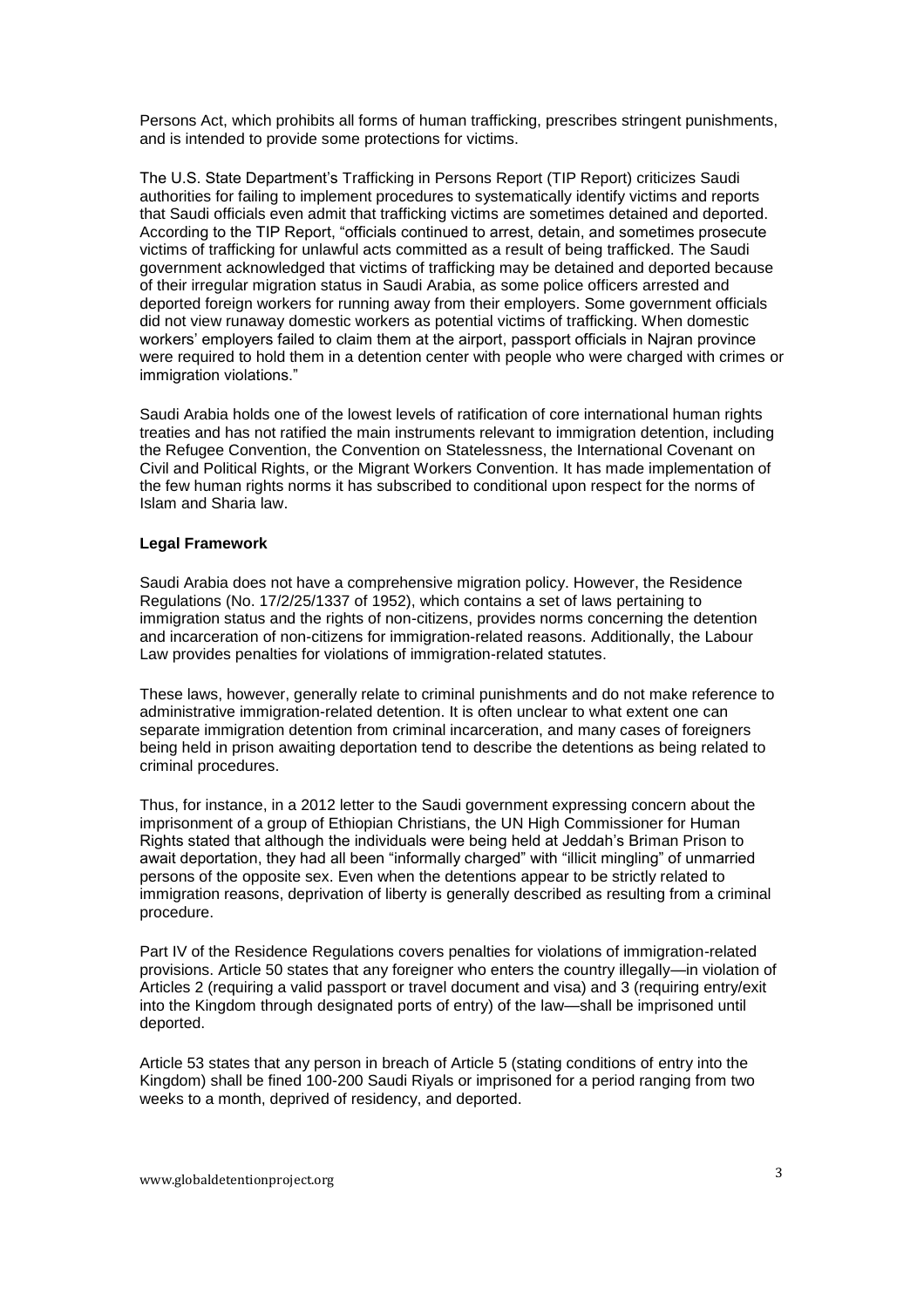Persons Act, which prohibits all forms of human trafficking, prescribes stringent punishments, and is intended to provide some protections for victims.

The U.S. State Department's Trafficking in Persons Report (TIP Report) criticizes Saudi authorities for failing to implement procedures to systematically identify victims and reports that Saudi officials even admit that trafficking victims are sometimes detained and deported. According to the TIP Report, "officials continued to arrest, detain, and sometimes prosecute victims of trafficking for unlawful acts committed as a result of being trafficked. The Saudi government acknowledged that victims of trafficking may be detained and deported because of their irregular migration status in Saudi Arabia, as some police officers arrested and deported foreign workers for running away from their employers. Some government officials did not view runaway domestic workers as potential victims of trafficking. When domestic workers' employers failed to claim them at the airport, passport officials in Najran province were required to hold them in a detention center with people who were charged with crimes or immigration violations."

Saudi Arabia holds one of the lowest levels of ratification of core international human rights treaties and has not ratified the main instruments relevant to immigration detention, including the Refugee Convention, the Convention on Statelessness, the International Covenant on Civil and Political Rights, or the Migrant Workers Convention. It has made implementation of the few human rights norms it has subscribed to conditional upon respect for the norms of Islam and Sharia law.

**Legal Framework**

Saudi Arabia does not have a comprehensive migration policy. However, the Residence Regulations (No. 17/2/25/1337 of 1952), which contains a set of laws pertaining to immigration status and the rights of non-citizens, provides norms concerning the detention and incarceration of non-citizens for immigration-related reasons. Additionally, the Labour Law provides penalties for violations of immigration-related statutes.

These laws, however, generally relate to criminal punishments and do not make reference to administrative immigration-related detention. It is often unclear to what extent one can separate immigration detention from criminal incarceration, and many cases of foreigners being held in prison awaiting deportation tend to describe the detentions as being related to criminal procedures.

Thus, for instance, in a 2012 letter to the Saudi government expressing concern about the imprisonment of a group of Ethiopian Christians, the UN High Commissioner for Human Rights stated that although the individuals were being held at Jeddah's Briman Prison to await deportation, they had all been "informally charged" with "illicit mingling" of unmarried persons of the opposite sex. Even when the detentions appear to be strictly related to immigration reasons, deprivation of liberty is generally described as resulting from a criminal procedure.

Part IV of the Residence Regulations covers penalties for violations of immigration-related provisions. Article 50 states that any foreigner who enters the country illegally—in violation of Articles 2 (requiring a valid passport or travel document and visa) and 3 (requiring entry/exit into the Kingdom through designated ports of entry) of the law—shall be imprisoned until deported.

Article 53 states that any person in breach of Article 5 (stating conditions of entry into the Kingdom) shall be fined 100-200 Saudi Riyals or imprisoned for a period ranging from two weeks to a month, deprived of residency, and deported.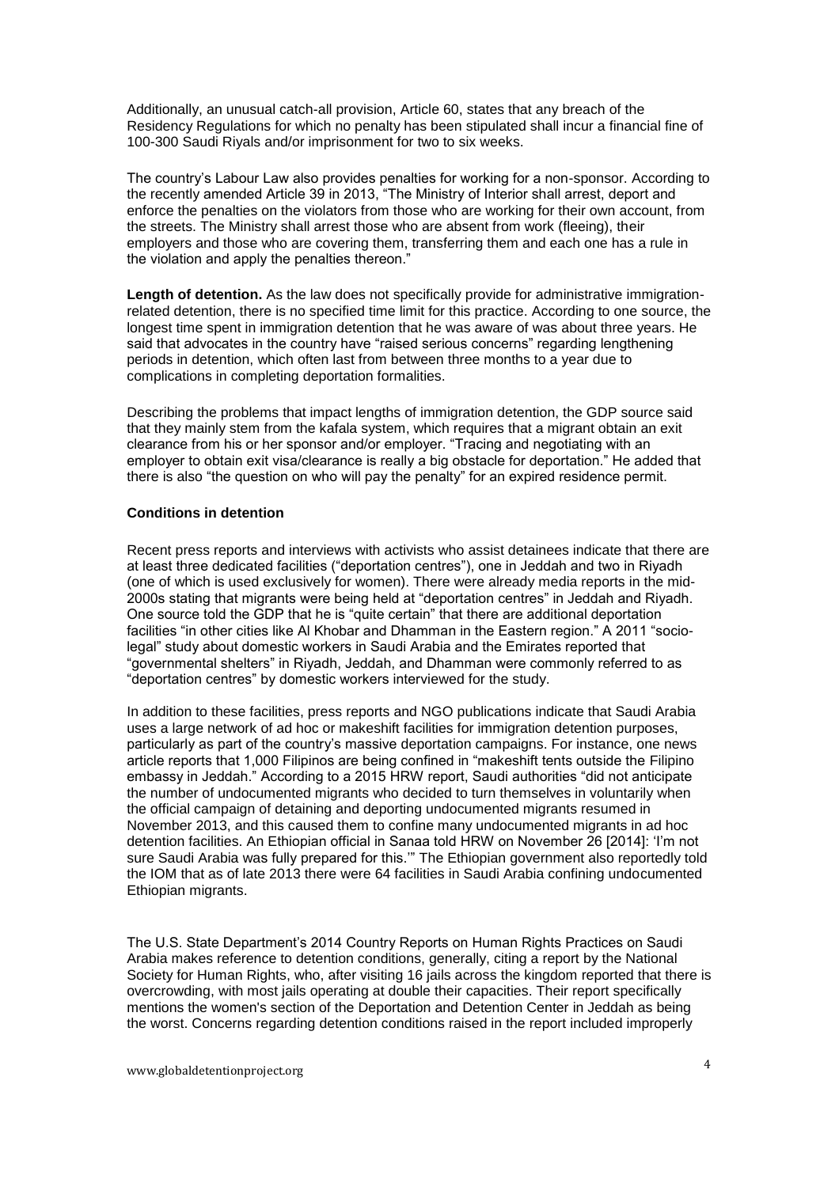Additionally, an unusual catch-all provision, Article 60, states that any breach of the Residency Regulations for which no penalty has been stipulated shall incur a financial fine of 100-300 Saudi Riyals and/or imprisonment for two to six weeks.

The country's Labour Law also provides penalties for working for a non-sponsor. According to the recently amended Article 39 in 2013, "The Ministry of Interior shall arrest, deport and enforce the penalties on the violators from those who are working for their own account, from the streets. The Ministry shall arrest those who are absent from work (fleeing), their employers and those who are covering them, transferring them and each one has a rule in the violation and apply the penalties thereon."

**Length of detention.** As the law does not specifically provide for administrative immigration-related detention, there is no specified time limit for this practice. According to one source, the longest time spent in immigration detention that he was aware of was about three years. He said that advocates in the country have "raised serious concerns" regarding lengthening periods in detention, which often last from between three months to a year due to complications in completing deportation formalities.

Describing the problems that impact lengths of immigration detention, the GDP source said that they mainly stem from the kafala system, which requires that a migrant obtain an exit clearance from his or her sponsor and/or employer. "Tracing and negotiating with an employer to obtain exit visa/clearance is really a big obstacle for deportation." He added that there is also "the question on who will pay the penalty" for an expired residence permit.

**Conditions in detention**

Recent press reports and interviews with activists who assist detainees indicate that there are at least three dedicated facilities ("deportation centres"), one in Jeddah and two in Riyadh (one of which is used exclusively for women). There were already media reports in the mid-2000s stating that migrants were being held at "deportation centres" in Jeddah and Riyadh. One source told the GDP that he is "quite certain" that there are additional deportation facilities "in other cities like Al Khobar and Dhamman in the Eastern region." A 2011 "socio-legal" study about domestic workers in Saudi Arabia and the Emirates reported that "governmental shelters" in Riyadh, Jeddah, and Dhamman were commonly referred to as "deportation centres" by domestic workers interviewed for the study.

In addition to these facilities, press reports and NGO publications indicate that Saudi Arabia uses a large network of ad hoc or makeshift facilities for immigration detention purposes, particularly as part of the country's massive deportation campaigns. For instance, one news article reports that 1,000 Filipinos are being confined in "makeshift tents outside the Filipino embassy in Jeddah." According to a 2015 HRW report, Saudi authorities "did not anticipate the number of undocumented migrants who decided to turn themselves in voluntarily when the official campaign of detaining and deporting undocumented migrants resumed in November 2013, and this caused them to confine many undocumented migrants in ad hoc detention facilities. An Ethiopian official in Sanaa told HRW on November 26 [2014]: 'I'm not sure Saudi Arabia was fully prepared for this.'" The Ethiopian government also reportedly told the IOM that as of late 2013 there were 64 facilities in Saudi Arabia confining undocumented Ethiopian migrants.

The U.S. State Department's 2014 Country Reports on Human Rights Practices on Saudi Arabia makes reference to detention conditions, generally, citing a report by the National Society for Human Rights, who, after visiting 16 jails across the kingdom reported that there is overcrowding, with most jails operating at double their capacities. Their report specifically mentions the women's section of the Deportation and Detention Center in Jeddah as being the worst. Concerns regarding detention conditions raised in the report included improperly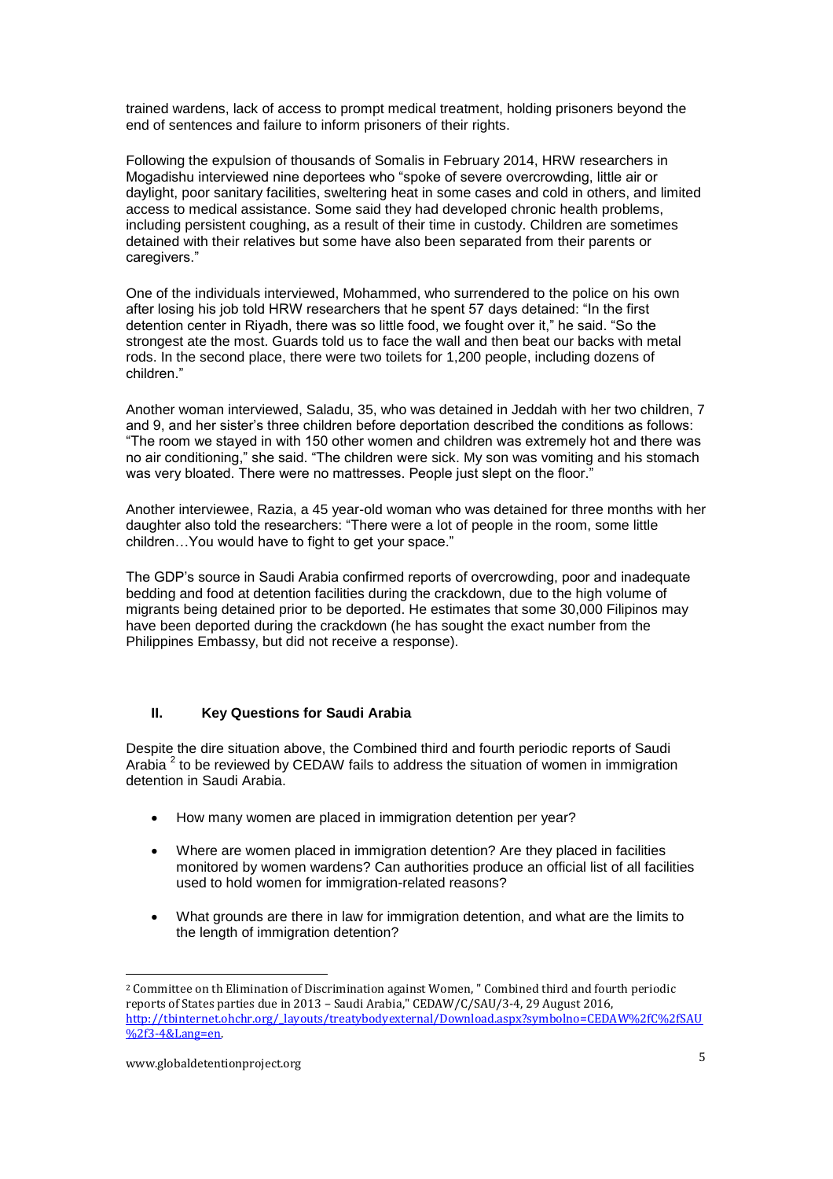trained wardens, lack of access to prompt medical treatment, holding prisoners beyond the end of sentences and failure to inform prisoners of their rights.

Following the expulsion of thousands of Somalis in February 2014, HRW researchers in Mogadishu interviewed nine deportees who "spoke of severe overcrowding, little air or daylight, poor sanitary facilities, sweltering heat in some cases and cold in others, and limited access to medical assistance. Some said they had developed chronic health problems, including persistent coughing, as a result of their time in custody. Children are sometimes detained with their relatives but some have also been separated from their parents or caregivers."

One of the individuals interviewed, Mohammed, who surrendered to the police on his own after losing his job told HRW researchers that he spent 57 days detained: "In the first detention center in Riyadh, there was so little food, we fought over it," he said. "So the strongest ate the most. Guards told us to face the wall and then beat our backs with metal rods. In the second place, there were two toilets for 1,200 people, including dozens of children."

Another woman interviewed, Saladu, 35, who was detained in Jeddah with her two children, 7 and 9, and her sister's three children before deportation described the conditions as follows: "The room we stayed in with 150 other women and children was extremely hot and there was no air conditioning," she said. "The children were sick. My son was vomiting and his stomach was very bloated. There were no mattresses. People just slept on the floor."

Another interviewee, Razia, a 45 year-old woman who was detained for three months with her daughter also told the researchers: "There were a lot of people in the room, some little children…You would have to fight to get your space."

The GDP's source in Saudi Arabia confirmed reports of overcrowding, poor and inadequate bedding and food at detention facilities during the crackdown, due to the high volume of migrants being detained prior to be deported. He estimates that some 30,000 Filipinos may have been deported during the crackdown (he has sought the exact number from the Philippines Embassy, but did not receive a response).

## II. Key Questions for Saudi Arabia

Despite the dire situation above, the Combined third and fourth periodic reports of Saudi Arabia [2] to be reviewed by CEDAW fails to address the situation of women in immigration detention in Saudi Arabia.

- How many women are placed in immigration detention per year?
- Where are women placed in immigration detention? Are they placed in facilities monitored by women wardens? Can authorities produce an official list of all facilities used to hold women for immigration-related reasons?
- What grounds are there in law for immigration detention, and what are the limits to the length of immigration detention?

[2] Committee on th Elimination of Discrimination against Women, " Combined third and fourth periodic reports of States parties due in 2013 – Saudi Arabia," CEDAW/C/SAU/3-4, 29 August 2016, http://tbinternet.ohchr.org/_layouts/treatybodyexternal/Download.aspx?symbolno=CEDAW%2fC%2fSAU%2f3-4&Lang=en.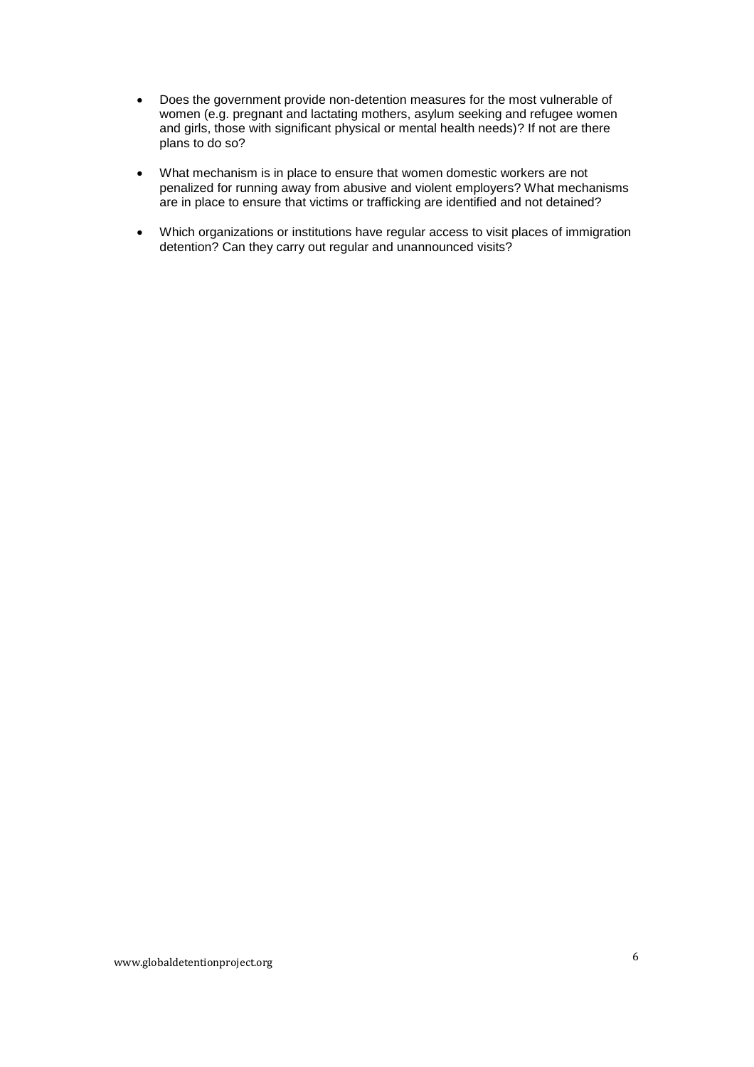- Does the government provide non-detention measures for the most vulnerable of women (e.g. pregnant and lactating mothers, asylum seeking and refugee women and girls, those with significant physical or mental health needs)? If not are there plans to do so?

- What mechanism is in place to ensure that women domestic workers are not penalized for running away from abusive and violent employers? What mechanisms are in place to ensure that victims or trafficking are identified and not detained?

- Which organizations or institutions have regular access to visit places of immigration detention? Can they carry out regular and unannounced visits?